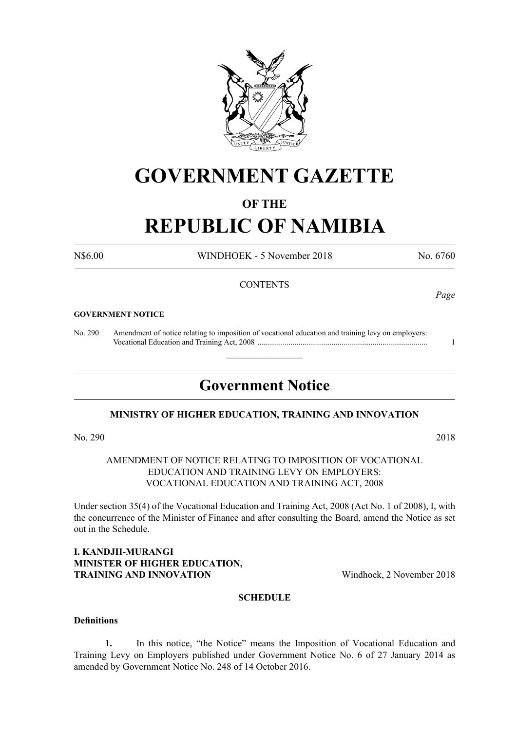# GOVERNMENT GAZETTE

## OF THE

# REPUBLIC OF NAMIBIA

N$6.00 WINDHOEK - 5 November 2018 No. 6760

CONTENTS

*Page*

**GOVERNMENT NOTICE**

No. 290 Amendment of notice relating to imposition of vocational education and training levy on employers: Vocational Education and Training Act, 2008 ........................................................................................ 1

---

## Government Notice

**MINISTRY OF HIGHER EDUCATION, TRAINING AND INNOVATION**

No. 290 2018

AMENDMENT OF NOTICE RELATING TO IMPOSITION OF VOCATIONAL EDUCATION AND TRAINING LEVY ON EMPLOYERS: VOCATIONAL EDUCATION AND TRAINING ACT, 2008

Under section 35(4) of the Vocational Education and Training Act, 2008 (Act No. 1 of 2008), I, with the concurrence of the Minister of Finance and after consulting the Board, amend the Notice as set out in the Schedule.

**I. KANDJII-MURANGI**
**MINISTER OF HIGHER EDUCATION,**
**TRAINING AND INNOVATION** Windhoek, 2 November 2018

**SCHEDULE**

**Definitions**

**1.** In this notice, "the Notice" means the Imposition of Vocational Education and Training Levy on Employers published under Government Notice No. 6 of 27 January 2014 as amended by Government Notice No. 248 of 14 October 2016.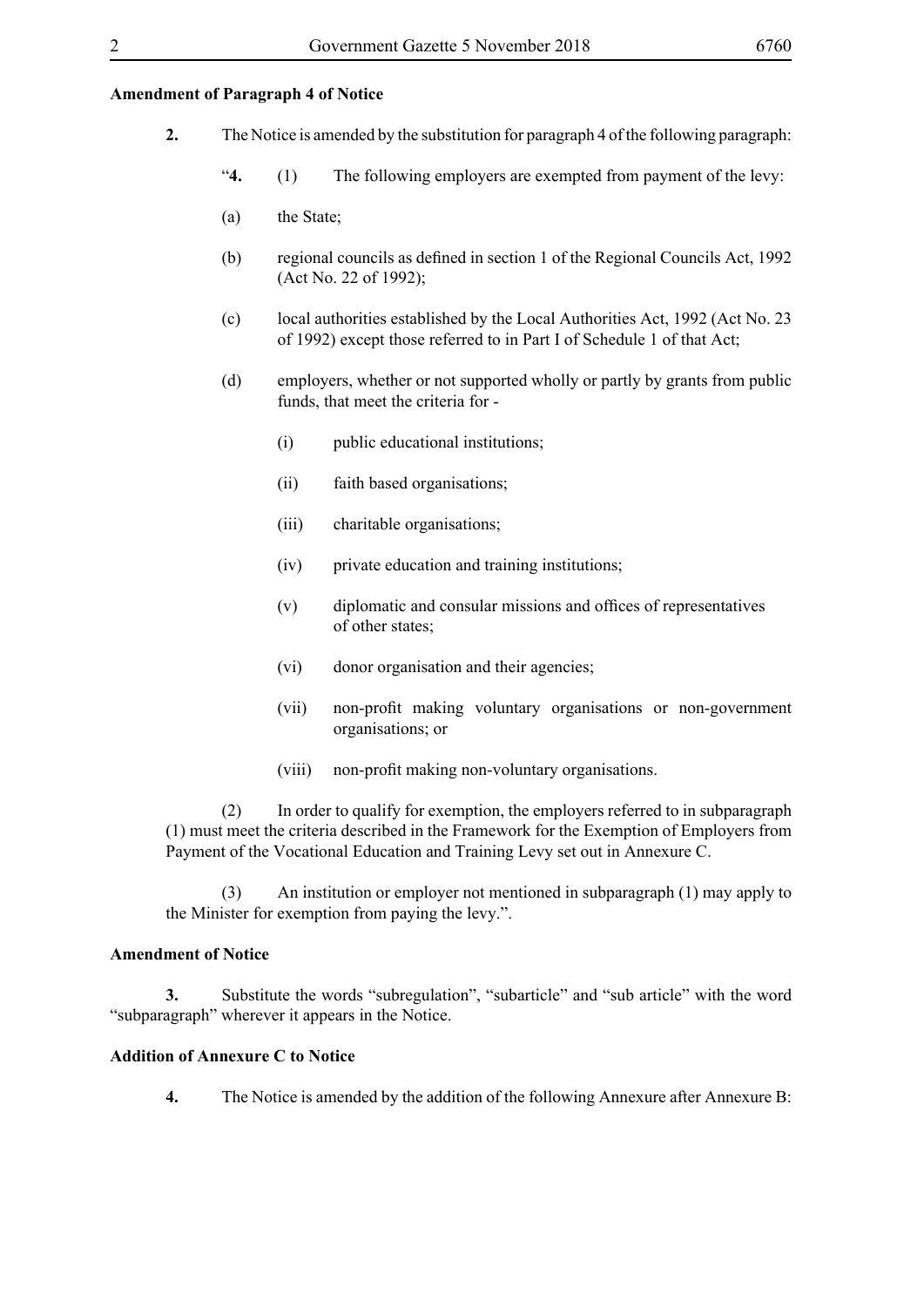**Amendment of Paragraph 4 of Notice**

**2.** The Notice is amended by the substitution for paragraph 4 of the following paragraph:

"**4.** (1) The following employers are exempted from payment of the levy:

(a) the State;

(b) regional councils as defined in section 1 of the Regional Councils Act, 1992 (Act No. 22 of 1992);

(c) local authorities established by the Local Authorities Act, 1992 (Act No. 23 of 1992) except those referred to in Part I of Schedule 1 of that Act;

(d) employers, whether or not supported wholly or partly by grants from public funds, that meet the criteria for -

(i) public educational institutions;

(ii) faith based organisations;

(iii) charitable organisations;

(iv) private education and training institutions;

(v) diplomatic and consular missions and offices of representatives of other states;

(vi) donor organisation and their agencies;

(vii) non-profit making voluntary organisations or non-government organisations; or

(viii) non-profit making non-voluntary organisations.

(2) In order to qualify for exemption, the employers referred to in subparagraph (1) must meet the criteria described in the Framework for the Exemption of Employers from Payment of the Vocational Education and Training Levy set out in Annexure C.

(3) An institution or employer not mentioned in subparagraph (1) may apply to the Minister for exemption from paying the levy.".

**Amendment of Notice**

**3.** Substitute the words "subregulation", "subarticle" and "sub article" with the word "subparagraph" wherever it appears in the Notice.

**Addition of Annexure C to Notice**

**4.** The Notice is amended by the addition of the following Annexure after Annexure B: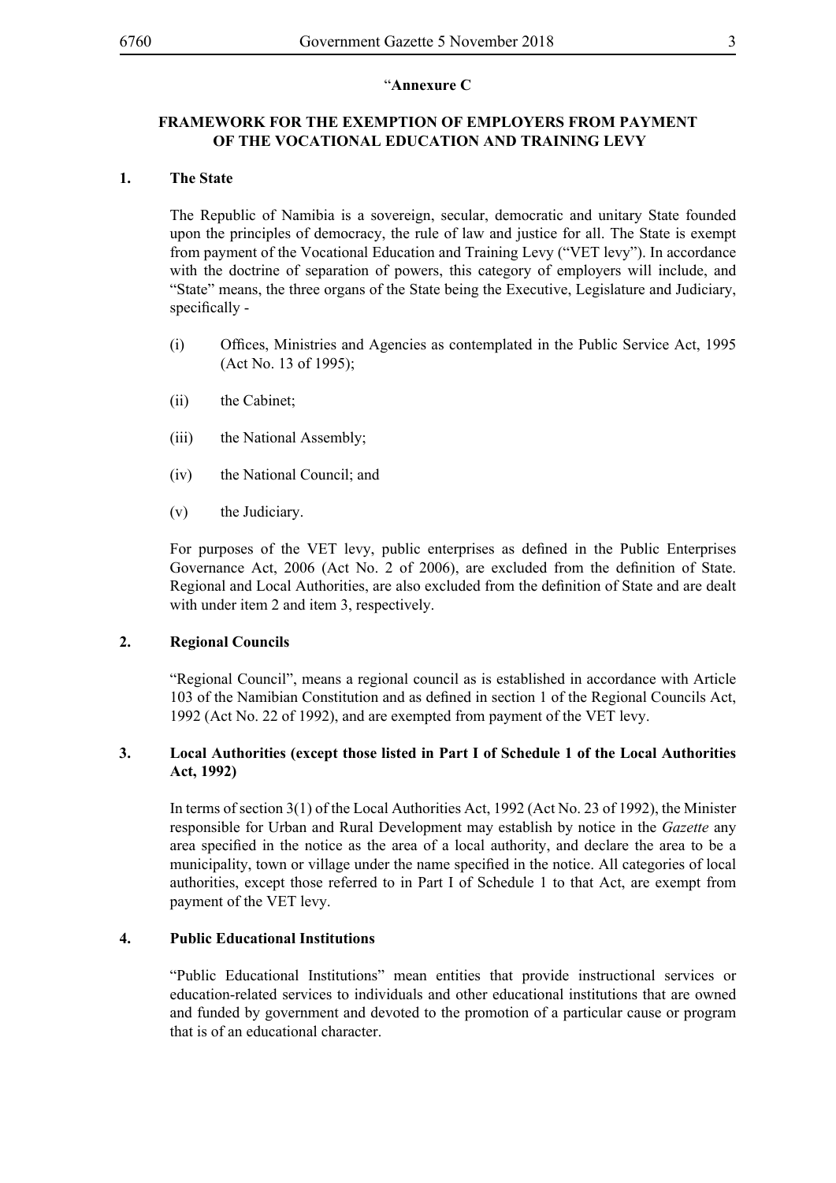"**Annexure C**

## FRAMEWORK FOR THE EXEMPTION OF EMPLOYERS FROM PAYMENT OF THE VOCATIONAL EDUCATION AND TRAINING LEVY

### 1. The State

The Republic of Namibia is a sovereign, secular, democratic and unitary State founded upon the principles of democracy, the rule of law and justice for all. The State is exempt from payment of the Vocational Education and Training Levy ("VET levy"). In accordance with the doctrine of separation of powers, this category of employers will include, and "State" means, the three organs of the State being the Executive, Legislature and Judiciary, specifically -

(i) Offices, Ministries and Agencies as contemplated in the Public Service Act, 1995 (Act No. 13 of 1995);

(ii) the Cabinet;

(iii) the National Assembly;

(iv) the National Council; and

(v) the Judiciary.

For purposes of the VET levy, public enterprises as defined in the Public Enterprises Governance Act, 2006 (Act No. 2 of 2006), are excluded from the definition of State. Regional and Local Authorities, are also excluded from the definition of State and are dealt with under item 2 and item 3, respectively.

### 2. Regional Councils

"Regional Council", means a regional council as is established in accordance with Article 103 of the Namibian Constitution and as defined in section 1 of the Regional Councils Act, 1992 (Act No. 22 of 1992), and are exempted from payment of the VET levy.

### 3. Local Authorities (except those listed in Part I of Schedule 1 of the Local Authorities Act, 1992)

In terms of section 3(1) of the Local Authorities Act, 1992 (Act No. 23 of 1992), the Minister responsible for Urban and Rural Development may establish by notice in the *Gazette* any area specified in the notice as the area of a local authority, and declare the area to be a municipality, town or village under the name specified in the notice. All categories of local authorities, except those referred to in Part I of Schedule 1 to that Act, are exempt from payment of the VET levy.

### 4. Public Educational Institutions

"Public Educational Institutions" mean entities that provide instructional services or education-related services to individuals and other educational institutions that are owned and funded by government and devoted to the promotion of a particular cause or program that is of an educational character.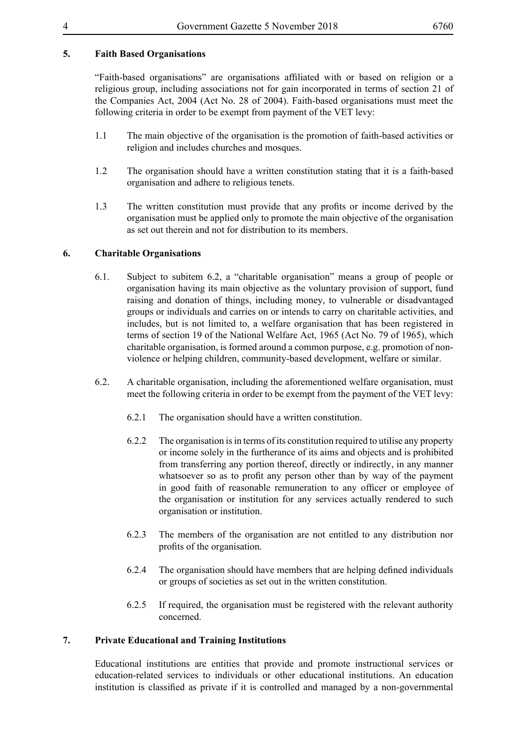## 5. Faith Based Organisations

"Faith-based organisations" are organisations affiliated with or based on religion or a religious group, including associations not for gain incorporated in terms of section 21 of the Companies Act, 2004 (Act No. 28 of 2004). Faith-based organisations must meet the following criteria in order to be exempt from payment of the VET levy:

1.1 The main objective of the organisation is the promotion of faith-based activities or religion and includes churches and mosques.

1.2 The organisation should have a written constitution stating that it is a faith-based organisation and adhere to religious tenets.

1.3 The written constitution must provide that any profits or income derived by the organisation must be applied only to promote the main objective of the organisation as set out therein and not for distribution to its members.

## 6. Charitable Organisations

6.1. Subject to subitem 6.2, a "charitable organisation" means a group of people or organisation having its main objective as the voluntary provision of support, fund raising and donation of things, including money, to vulnerable or disadvantaged groups or individuals and carries on or intends to carry on charitable activities, and includes, but is not limited to, a welfare organisation that has been registered in terms of section 19 of the National Welfare Act, 1965 (Act No. 79 of 1965), which charitable organisation, is formed around a common purpose, e.g. promotion of non-violence or helping children, community-based development, welfare or similar.

6.2. A charitable organisation, including the aforementioned welfare organisation, must meet the following criteria in order to be exempt from the payment of the VET levy:

6.2.1 The organisation should have a written constitution.

6.2.2 The organisation is in terms of its constitution required to utilise any property or income solely in the furtherance of its aims and objects and is prohibited from transferring any portion thereof, directly or indirectly, in any manner whatsoever so as to profit any person other than by way of the payment in good faith of reasonable remuneration to any officer or employee of the organisation or institution for any services actually rendered to such organisation or institution.

6.2.3 The members of the organisation are not entitled to any distribution nor profits of the organisation.

6.2.4 The organisation should have members that are helping defined individuals or groups of societies as set out in the written constitution.

6.2.5 If required, the organisation must be registered with the relevant authority concerned.

## 7. Private Educational and Training Institutions

Educational institutions are entities that provide and promote instructional services or education-related services to individuals or other educational institutions. An education institution is classified as private if it is controlled and managed by a non-governmental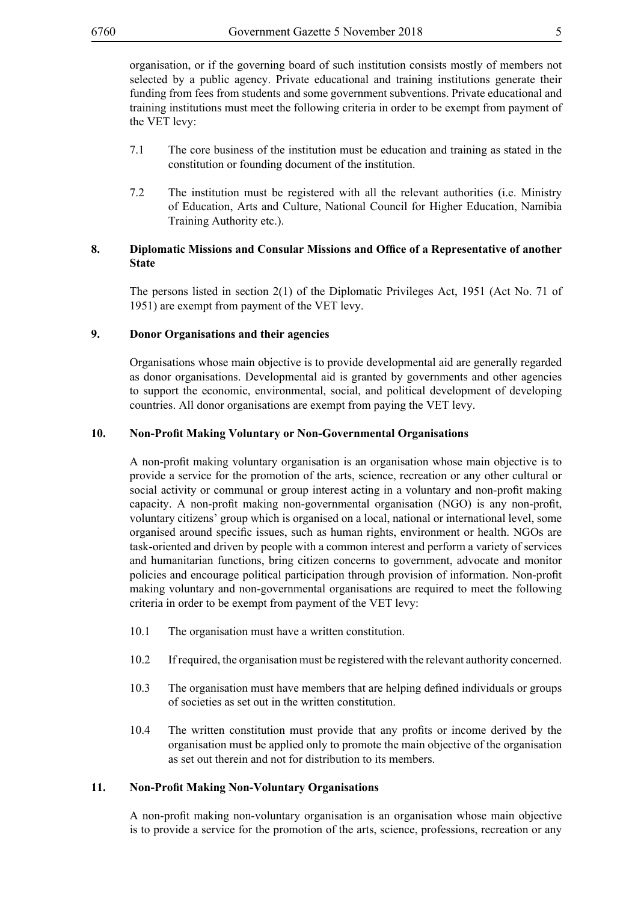organisation, or if the governing board of such institution consists mostly of members not selected by a public agency. Private educational and training institutions generate their funding from fees from students and some government subventions. Private educational and training institutions must meet the following criteria in order to be exempt from payment of the VET levy:

7.1 The core business of the institution must be education and training as stated in the constitution or founding document of the institution.

7.2 The institution must be registered with all the relevant authorities (i.e. Ministry of Education, Arts and Culture, National Council for Higher Education, Namibia Training Authority etc.).

**8. Diplomatic Missions and Consular Missions and Office of a Representative of another State**

The persons listed in section 2(1) of the Diplomatic Privileges Act, 1951 (Act No. 71 of 1951) are exempt from payment of the VET levy.

**9. Donor Organisations and their agencies**

Organisations whose main objective is to provide developmental aid are generally regarded as donor organisations. Developmental aid is granted by governments and other agencies to support the economic, environmental, social, and political development of developing countries. All donor organisations are exempt from paying the VET levy.

**10. Non-Profit Making Voluntary or Non-Governmental Organisations**

A non-profit making voluntary organisation is an organisation whose main objective is to provide a service for the promotion of the arts, science, recreation or any other cultural or social activity or communal or group interest acting in a voluntary and non-profit making capacity. A non-profit making non-governmental organisation (NGO) is any non-profit, voluntary citizens' group which is organised on a local, national or international level, some organised around specific issues, such as human rights, environment or health. NGOs are task-oriented and driven by people with a common interest and perform a variety of services and humanitarian functions, bring citizen concerns to government, advocate and monitor policies and encourage political participation through provision of information. Non-profit making voluntary and non-governmental organisations are required to meet the following criteria in order to be exempt from payment of the VET levy:

10.1 The organisation must have a written constitution.

10.2 If required, the organisation must be registered with the relevant authority concerned.

10.3 The organisation must have members that are helping defined individuals or groups of societies as set out in the written constitution.

10.4 The written constitution must provide that any profits or income derived by the organisation must be applied only to promote the main objective of the organisation as set out therein and not for distribution to its members.

**11. Non-Profit Making Non-Voluntary Organisations**

A non-profit making non-voluntary organisation is an organisation whose main objective is to provide a service for the promotion of the arts, science, professions, recreation or any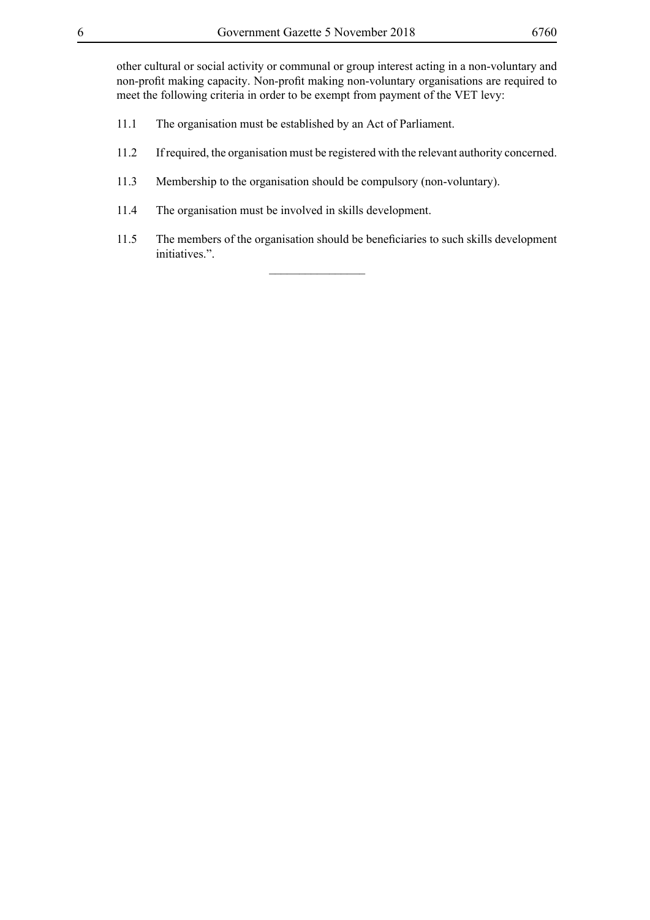other cultural or social activity or communal or group interest acting in a non-voluntary and non-profit making capacity. Non-profit making non-voluntary organisations are required to meet the following criteria in order to be exempt from payment of the VET levy:

11.1 The organisation must be established by an Act of Parliament.

11.2 If required, the organisation must be registered with the relevant authority concerned.

11.3 Membership to the organisation should be compulsory (non-voluntary).

11.4 The organisation must be involved in skills development.

11.5 The members of the organisation should be beneficiaries to such skills development initiatives.”.

________________